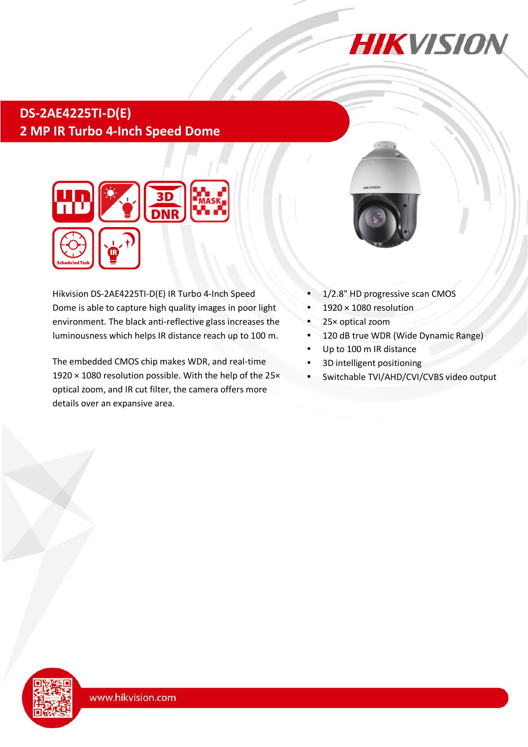# DS-2AE4225TI-D(E)

## 2 MP IR Turbo 4-Inch Speed Dome

Hikvision DS-2AE4225TI-D(E) IR Turbo 4-Inch Speed Dome is able to capture high quality images in poor light environment. The black anti-reflective glass increases the luminousness which helps IR distance reach up to 100 m.

The embedded CMOS chip makes WDR, and real-time 1920 × 1080 resolution possible. With the help of the 25× optical zoom, and IR cut filter, the camera offers more details over an expansive area.

- 1/2.8" HD progressive scan CMOS
- 1920 × 1080 resolution
- 25× optical zoom
- 120 dB true WDR (Wide Dynamic Range)
- Up to 100 m IR distance
- 3D intelligent positioning
- Switchable TVI/AHD/CVI/CVBS video output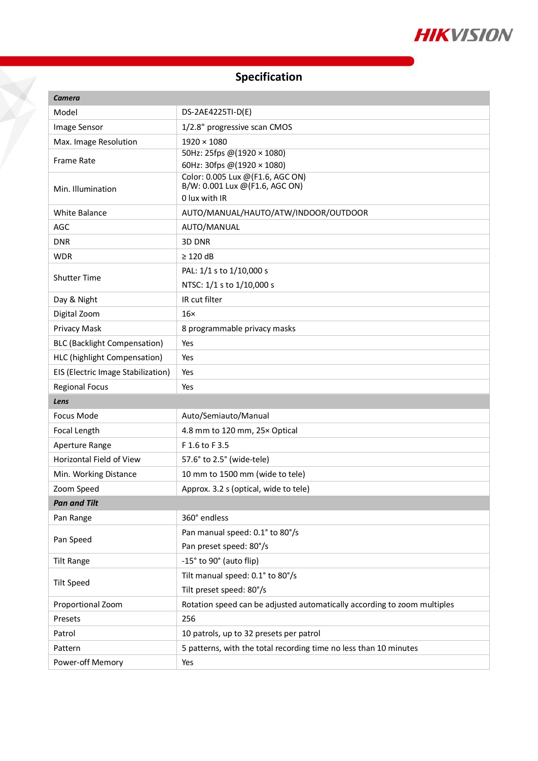## Specification

| ***Camera*** | |
|---|---|
| Model | DS-2AE4225TI-D(E) |
| Image Sensor | 1/2.8" progressive scan CMOS |
| Max. Image Resolution | 1920 × 1080 |
| Frame Rate | 50Hz: 25fps @(1920 × 1080)<br>60Hz: 30fps @(1920 × 1080) |
| Min. Illumination | Color: 0.005 Lux @(F1.6, AGC ON)<br>B/W: 0.001 Lux @(F1.6, AGC ON)<br>0 lux with IR |
| White Balance | AUTO/MANUAL/HAUTO/ATW/INDOOR/OUTDOOR |
| AGC | AUTO/MANUAL |
| DNR | 3D DNR |
| WDR | ≥ 120 dB |
| Shutter Time | PAL: 1/1 s to 1/10,000 s<br>NTSC: 1/1 s to 1/10,000 s |
| Day & Night | IR cut filter |
| Digital Zoom | 16× |
| Privacy Mask | 8 programmable privacy masks |
| BLC (Backlight Compensation) | Yes |
| HLC (highlight Compensation) | Yes |
| EIS (Electric Image Stabilization) | Yes |
| Regional Focus | Yes |
| ***Lens*** | |
| Focus Mode | Auto/Semiauto/Manual |
| Focal Length | 4.8 mm to 120 mm, 25× Optical |
| Aperture Range | F 1.6 to F 3.5 |
| Horizontal Field of View | 57.6° to 2.5° (wide-tele) |
| Min. Working Distance | 10 mm to 1500 mm (wide to tele) |
| Zoom Speed | Approx. 3.2 s (optical, wide to tele) |
| ***Pan and Tilt*** | |
| Pan Range | 360° endless |
| Pan Speed | Pan manual speed: 0.1° to 80°/s<br>Pan preset speed: 80°/s |
| Tilt Range | -15° to 90° (auto flip) |
| Tilt Speed | Tilt manual speed: 0.1° to 80°/s<br>Tilt preset speed: 80°/s |
| Proportional Zoom | Rotation speed can be adjusted automatically according to zoom multiples |
| Presets | 256 |
| Patrol | 10 patrols, up to 32 presets per patrol |
| Pattern | 5 patterns, with the total recording time no less than 10 minutes |
| Power-off Memory | Yes |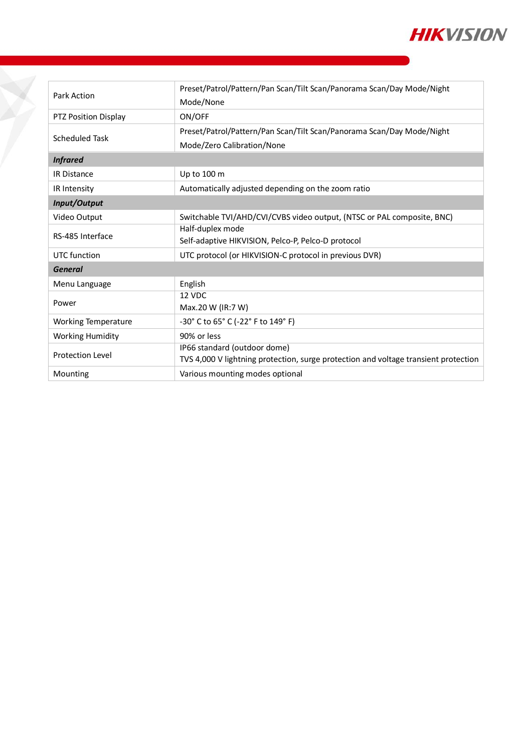| | |
|---|---|
| Park Action | Preset/Patrol/Pattern/Pan Scan/Tilt Scan/Panorama Scan/Day Mode/Night Mode/None |
| PTZ Position Display | ON/OFF |
| Scheduled Task | Preset/Patrol/Pattern/Pan Scan/Tilt Scan/Panorama Scan/Day Mode/Night Mode/Zero Calibration/None |
| ***Infrared*** | |
| IR Distance | Up to 100 m |
| IR Intensity | Automatically adjusted depending on the zoom ratio |
| ***Input/Output*** | |
| Video Output | Switchable TVI/AHD/CVI/CVBS video output, (NTSC or PAL composite, BNC) |
| RS-485 Interface | Half-duplex mode<br>Self-adaptive HIKVISION, Pelco-P, Pelco-D protocol |
| UTC function | UTC protocol (or HIKVISION-C protocol in previous DVR) |
| ***General*** | |
| Menu Language | English |
| Power | 12 VDC<br>Max.20 W (IR:7 W) |
| Working Temperature | -30° C to 65° C (-22° F to 149° F) |
| Working Humidity | 90% or less |
| Protection Level | IP66 standard (outdoor dome)<br>TVS 4,000 V lightning protection, surge protection and voltage transient protection |
| Mounting | Various mounting modes optional |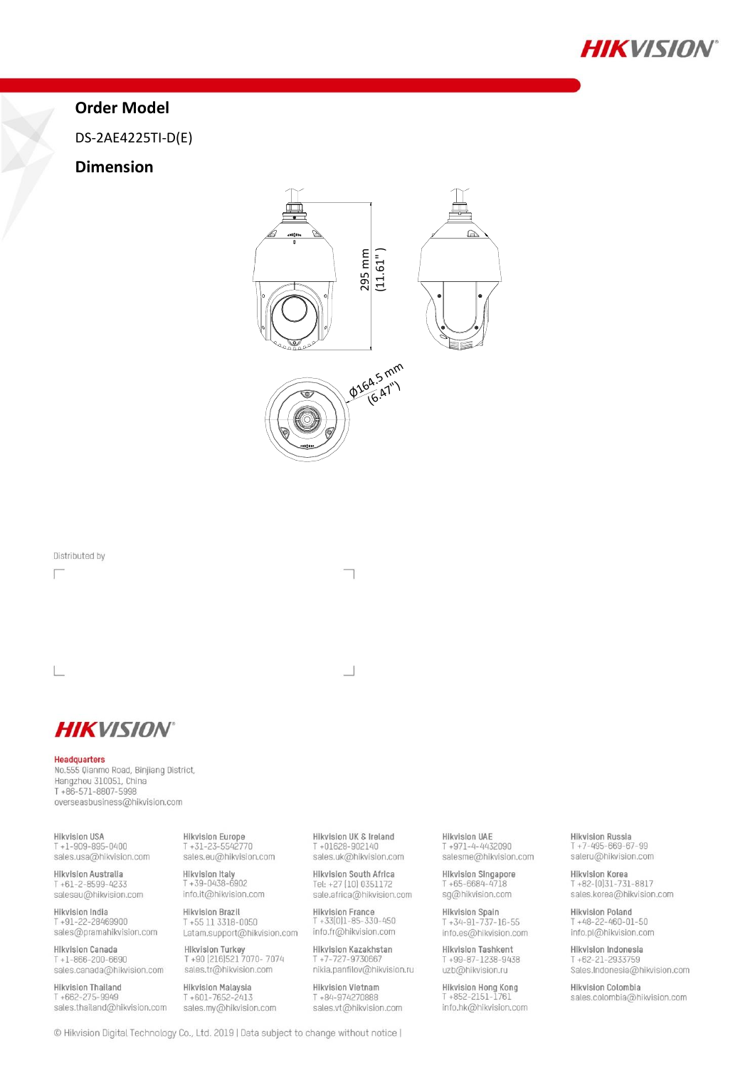## Order Model

DS-2AE4225TI-D(E)

## Dimension

295 mm (11.61")

Ø164.5 mm (6.47")

Distributed by

**HIKVISION**

**Headquarters**
No.555 Qianmo Road, Binjiang District,
Hangzhou 310051, China
T +86-571-8807-5998
overseasbusiness@hikvision.com

Hikvision USA
T +1-909-895-0400
sales.usa@hikvision.com

Hikvision Australia
T +61-2-8599-4233
salesau@hikvision.com

Hikvision India
T +91-22-28469900
sales@pramahikvision.com

Hikvision Canada
T +1-866-200-6690
sales.canada@hikvision.com

Hikvision Thailand
T +662-275-9949
sales.thailand@hikvision.com

Hikvision Europe
T +31-23-5542770
sales.eu@hikvision.com

Hikvision Italy
T +39-0438-6902
info.it@hikvision.com

Hikvision Brazil
T +55 11 3318-0050
Latam.support@hikvision.com

Hikvision Turkey
T +90 (216)521 7070- 7074
sales.tr@hikvision.com

Hikvision Malaysia
T +601-7652-2413
sales.my@hikvision.com

Hikvision UK & Ireland
T +01628-902140
sales.uk@hikvision.com

Hikvision South Africa
Tel: +27 (10) 0351172
sale.africa@hikvision.com

Hikvision France
T +33(0)1-85-330-450
info.fr@hikvision.com

Hikvision Kazakhstan
T +7-727-9730667
nikia.panfilov@hikvision.ru

Hikvision Vietnam
T +84-974270888
sales.vt@hikvision.com

Hikvision UAE
T +971-4-4432090
salesme@hikvision.com

Hikvision Singapore
T +65-6684-4718
sg@hikvision.com

Hikvision Spain
T +34-91-737-16-55
info.es@hikvision.com

Hikvision Tashkent
T +99-87-1238-9438
uzb@hikvision.ru

Hikvision Hong Kong
T +852-2151-1761
info.hk@hikvision.com

Hikvision Russia
T +7-495-669-67-99
saleru@hikvision.com

Hikvision Korea
T +82-(0)31-731-8817
sales.korea@hikvision.com

Hikvision Poland
T +48-22-460-01-50
info.pl@hikvision.com

Hikvision Indonesia
T +62-21-2933759
Sales.Indonesia@hikvision.com

Hikvision Colombia
sales.colombia@hikvision.com

© Hikvision Digital Technology Co., Ltd. 2019 | Data subject to change without notice |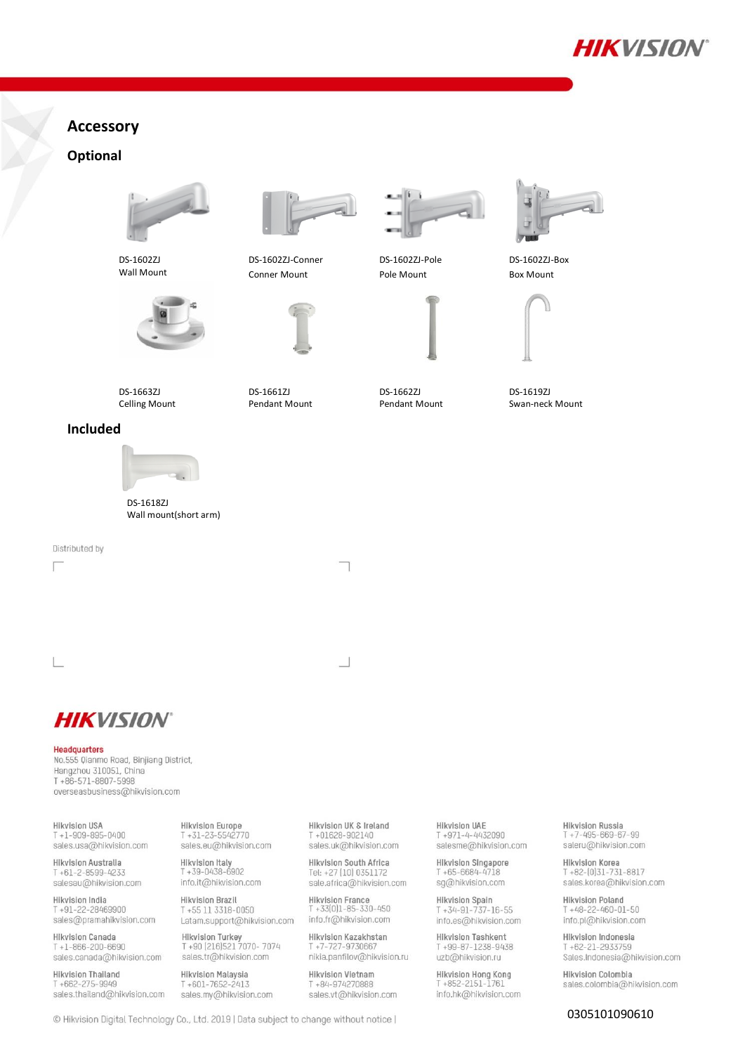## Accessory

### Optional

DS-1602ZJ
Wall Mount

DS-1602ZJ-Conner
Conner Mount

DS-1602ZJ-Pole
Pole Mount

DS-1602ZJ-Box
Box Mount

DS-1663ZJ
Celling Mount

DS-1661ZJ
Pendant Mount

DS-1662ZJ
Pendant Mount

DS-1619ZJ
Swan-neck Mount

### Included

DS-1618ZJ
Wall mount(short arm)

Distributed by

**Headquarters**
No.555 Qianmo Road, Binjiang District,
Hangzhou 310051, China
T +86-571-8807-5998
overseasbusiness@hikvision.com

Hikvision USA
T +1-909-895-0400
sales.usa@hikvision.com

Hikvision Europe
T +31-23-5542770
sales.eu@hikvision.com

Hikvision UK & Ireland
T +01628-902140
sales.uk@hikvision.com

Hikvision UAE
T +971-4-4432090
salesme@hikvision.com

Hikvision Russia
T +7-495-669-67-99
saleru@hikvision.com

Hikvision Australia
T +61-2-8599-4233
salesau@hikvision.com

Hikvision Italy
T +39-0438-6902
info.it@hikvision.com

Hikvision South Africa
Tel: +27 (10) 0351172
sale.africa@hikvision.com

Hikvision Singapore
T +65-6684-4718
sg@hikvision.com

Hikvision Korea
T +82-(0)31-731-8817
sales.korea@hikvision.com

Hikvision India
T +91-22-28469900
sales@pramahikvision.com

Hikvision Brazil
T +55 11 3318-0050
Latam.support@hikvision.com

Hikvision France
T +33(0)1-85-330-450
info.fr@hikvision.com

Hikvision Spain
T +34-91-737-16-55
info.es@hikvision.com

Hikvision Poland
T +48-22-460-01-50
info.pl@hikvision.com

Hikvision Canada
T +1-866-200-6690
sales.canada@hikvision.com

Hikvision Turkey
T +90 (216)521 7070- 7074
sales.tr@hikvision.com

Hikvision Kazakhstan
T +7-727-9730667
nikia.panfilov@hikvision.ru

Hikvision Tashkent
T +99-87-1238-9438
uzb@hikvision.ru

Hikvision Indonesia
T +62-21-2933759
Sales.Indonesia@hikvision.com

Hikvision Thailand
T +662-275-9949
sales.thailand@hikvision.com

Hikvision Malaysia
T +601-7652-2413
sales.my@hikvision.com

Hikvision Vietnam
T +84-974270888
sales.vt@hikvision.com

Hikvision Hong Kong
T +852-2151-1761
info.hk@hikvision.com

Hikvision Colombia
sales.colombia@hikvision.com

© Hikvision Digital Technology Co., Ltd. 2019 | Data subject to change without notice |

0305101090610